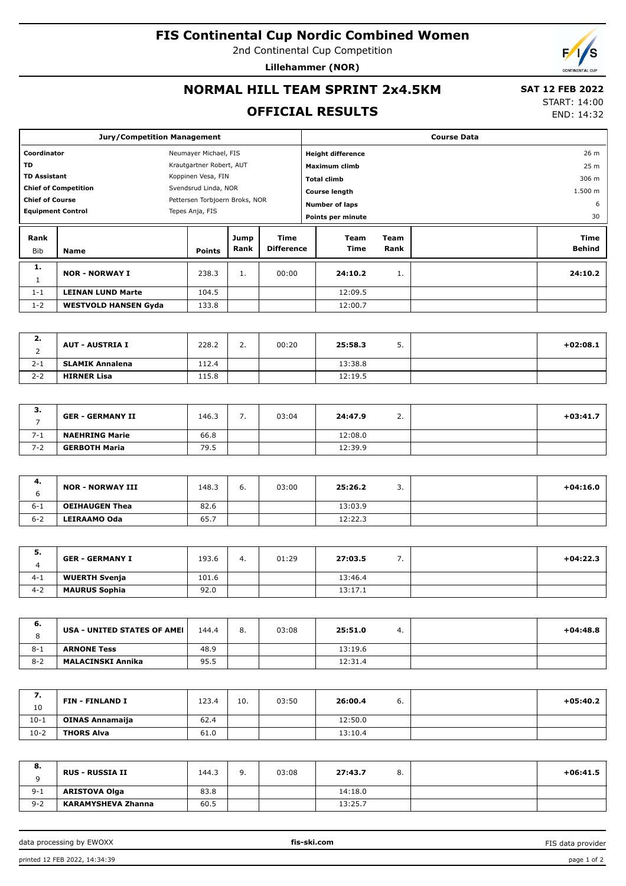# FIS Continental Cup Nordic Combined Women

2nd Continental Cup Competition

**Lillehammer (NOR)**

## NORMAL HILL TEAM SPRINT 2x4.5KM

## OFFICIAL RESULTS

**SAT 12 FEB 2022**
START: 14:00
END: 14:32

| Jury/Competition Management | |
|---|---|
| **Coordinator** | Neumayer Michael, FIS |
| **TD** | Krautgartner Robert, AUT |
| **TD Assistant** | Koppinen Vesa, FIN |
| **Chief of Competition** | Svendsrud Linda, NOR |
| **Chief of Course** | Pettersen Torbjoern Broks, NOR |
| **Equipment Control** | Tepes Anja, FIS |

| Course Data | |
|---|---|
| **Height difference** | 26 m |
| **Maximum climb** | 25 m |
| **Total climb** | 306 m |
| **Course length** | 1.500 m |
| **Number of laps** | 6 |
| **Points per minute** | 30 |

| Rank / Bib | Name | Points | Jump Rank | Time Difference | Team Time | Team Rank | Time Behind |
|---|---|---|---|---|---|---|---|
| **1.** / 1 | **NOR - NORWAY I** | 238.3 | 1. | 00:00 | **24:10.2** | 1. | **24:10.2** |
| 1-1 | **LEINAN LUND Marte** | 104.5 | | | 12:09.5 | | |
| 1-2 | **WESTVOLD HANSEN Gyda** | 133.8 | | | 12:00.7 | | |
| **2.** / 2 | **AUT - AUSTRIA I** | 228.2 | 2. | 00:20 | **25:58.3** | 5. | **+02:08.1** |
| 2-1 | **SLAMIK Annalena** | 112.4 | | | 13:38.8 | | |
| 2-2 | **HIRNER Lisa** | 115.8 | | | 12:19.5 | | |
| **3.** / 7 | **GER - GERMANY II** | 146.3 | 7. | 03:04 | **24:47.9** | 2. | **+03:41.7** |
| 7-1 | **NAEHRING Marie** | 66.8 | | | 12:08.0 | | |
| 7-2 | **GERBOTH Maria** | 79.5 | | | 12:39.9 | | |
| **4.** / 6 | **NOR - NORWAY III** | 148.3 | 6. | 03:00 | **25:26.2** | 3. | **+04:16.0** |
| 6-1 | **OEIHAUGEN Thea** | 82.6 | | | 13:03.9 | | |
| 6-2 | **LEIRAAMO Oda** | 65.7 | | | 12:22.3 | | |
| **5.** / 4 | **GER - GERMANY I** | 193.6 | 4. | 01:29 | **27:03.5** | 7. | **+04:22.3** |
| 4-1 | **WUERTH Svenja** | 101.6 | | | 13:46.4 | | |
| 4-2 | **MAURUS Sophia** | 92.0 | | | 13:17.1 | | |
| **6.** / 8 | **USA - UNITED STATES OF AMEI** | 144.4 | 8. | 03:08 | **25:51.0** | 4. | **+04:48.8** |
| 8-1 | **ARNONE Tess** | 48.9 | | | 13:19.6 | | |
| 8-2 | **MALACINSKI Annika** | 95.5 | | | 12:31.4 | | |
| **7.** / 10 | **FIN - FINLAND I** | 123.4 | 10. | 03:50 | **26:00.4** | 6. | **+05:40.2** |
| 10-1 | **OINAS Annamaija** | 62.4 | | | 12:50.0 | | |
| 10-2 | **THORS Alva** | 61.0 | | | 13:10.4 | | |
| **8.** / 9 | **RUS - RUSSIA II** | 144.3 | 9. | 03:08 | **27:43.7** | 8. | **+06:41.5** |
| 9-1 | **ARISTOVA Olga** | 83.8 | | | 14:18.0 | | |
| 9-2 | **KARAMYSHEVA Zhanna** | 60.5 | | | 13:25.7 | | |

data processing by EWOXX | fis-ski.com | FIS data provider

printed 12 FEB 2022, 14:34:39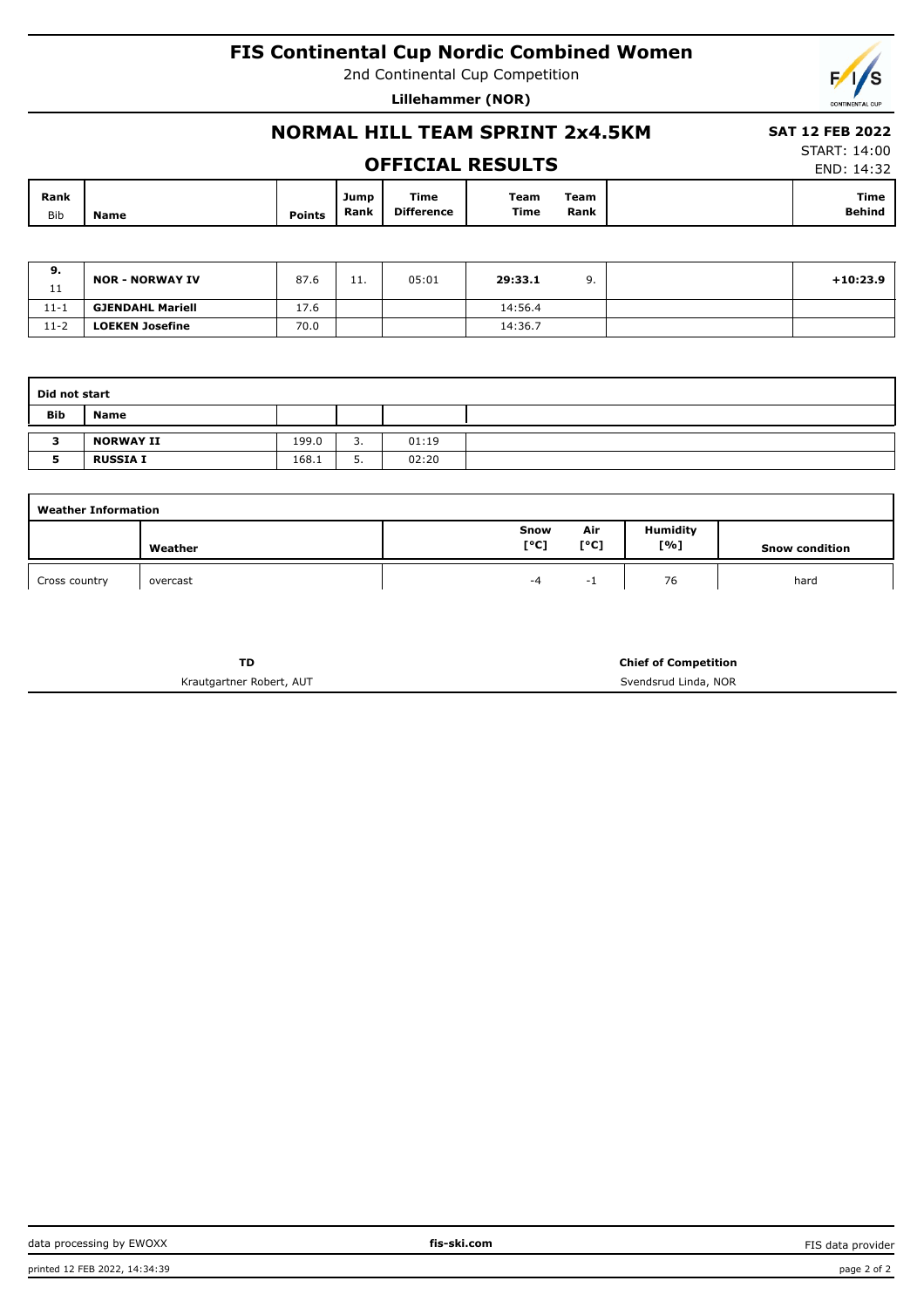# FIS Continental Cup Nordic Combined Women

2nd Continental Cup Competition

**Lillehammer (NOR)**

## NORMAL HILL TEAM SPRINT 2x4.5KM

**SAT 12 FEB 2022**

START: 14:00

END: 14:32

## OFFICIAL RESULTS

| Rank / Bib | Name | Points | Jump Rank | Time Difference | Team Time | Team Rank | Time Behind |
|---|---|---|---|---|---|---|---|
| 9. / 11 | **NOR - NORWAY IV** | 87.6 | 11. | 05:01 | **29:33.1** | 9. | **+10:23.9** |
| 11-1 | **GJENDAHL Mariell** | 17.6 | | | 14:56.4 | | |
| 11-2 | **LOEKEN Josefine** | 70.0 | | | 14:36.7 | | |

**Did not start**

| Bib | Name | | | |
|---|---|---|---|---|
| 3 | **NORWAY II** | 199.0 | 3. | 01:19 |
| 5 | **RUSSIA I** | 168.1 | 5. | 02:20 |

**Weather Information**

| | Weather | Snow [°C] | Air [°C] | Humidity [%] | Snow condition |
|---|---|---|---|---|---|
| Cross country | overcast | -4 | -1 | 76 | hard |

**TD**
Krautgartner Robert, AUT

**Chief of Competition**
Svendsrud Linda, NOR

data processing by EWOXX | fis-ski.com | FIS data provider

printed 12 FEB 2022, 14:34:39